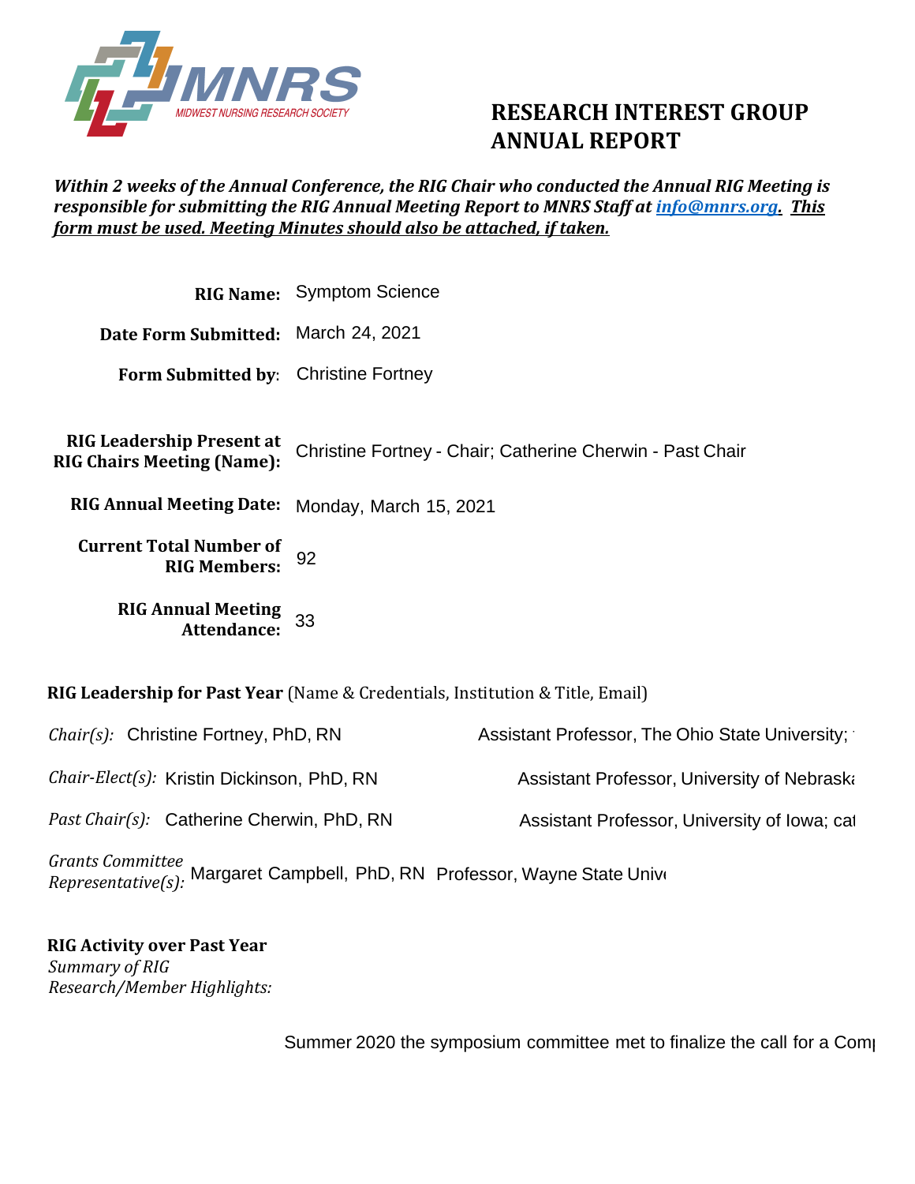MNRS

MIDWEST NURSING RESEARCH SOCIETY

# RESEARCH INTEREST GROUP ANNUAL REPORT

***Within 2 weeks of the Annual Conference, the RIG Chair who conducted the Annual RIG Meeting is responsible for submitting the RIG Annual Meeting Report to MNRS Staff at info@mnrs.org. This form must be used. Meeting Minutes should also be attached, if taken.***

**RIG Name:** Symptom Science

**Date Form Submitted:** March 24, 2021

**Form Submitted by:** Christine Fortney

**RIG Leadership Present at RIG Chairs Meeting (Name):** Christine Fortney - Chair; Catherine Cherwin - Past Chair

**RIG Annual Meeting Date:** Monday, March 15, 2021

**Current Total Number of RIG Members:** 92

**RIG Annual Meeting Attendance:** 33

**RIG Leadership for Past Year** (Name & Credentials, Institution & Title, Email)

*Chair(s):* Christine Fortney, PhD, RN — Assistant Professor, The Ohio State University;

*Chair-Elect(s):* Kristin Dickinson, PhD, RN — Assistant Professor, University of Nebraska

*Past Chair(s):* Catherine Cherwin, PhD, RN — Assistant Professor, University of Iowa; cat

*Grants Committee Representative(s):* Margaret Campbell, PhD, RN — Professor, Wayne State Unive

**RIG Activity over Past Year**

*Summary of RIG Research/Member Highlights:*

Summer 2020 the symposium committee met to finalize the call for a Comp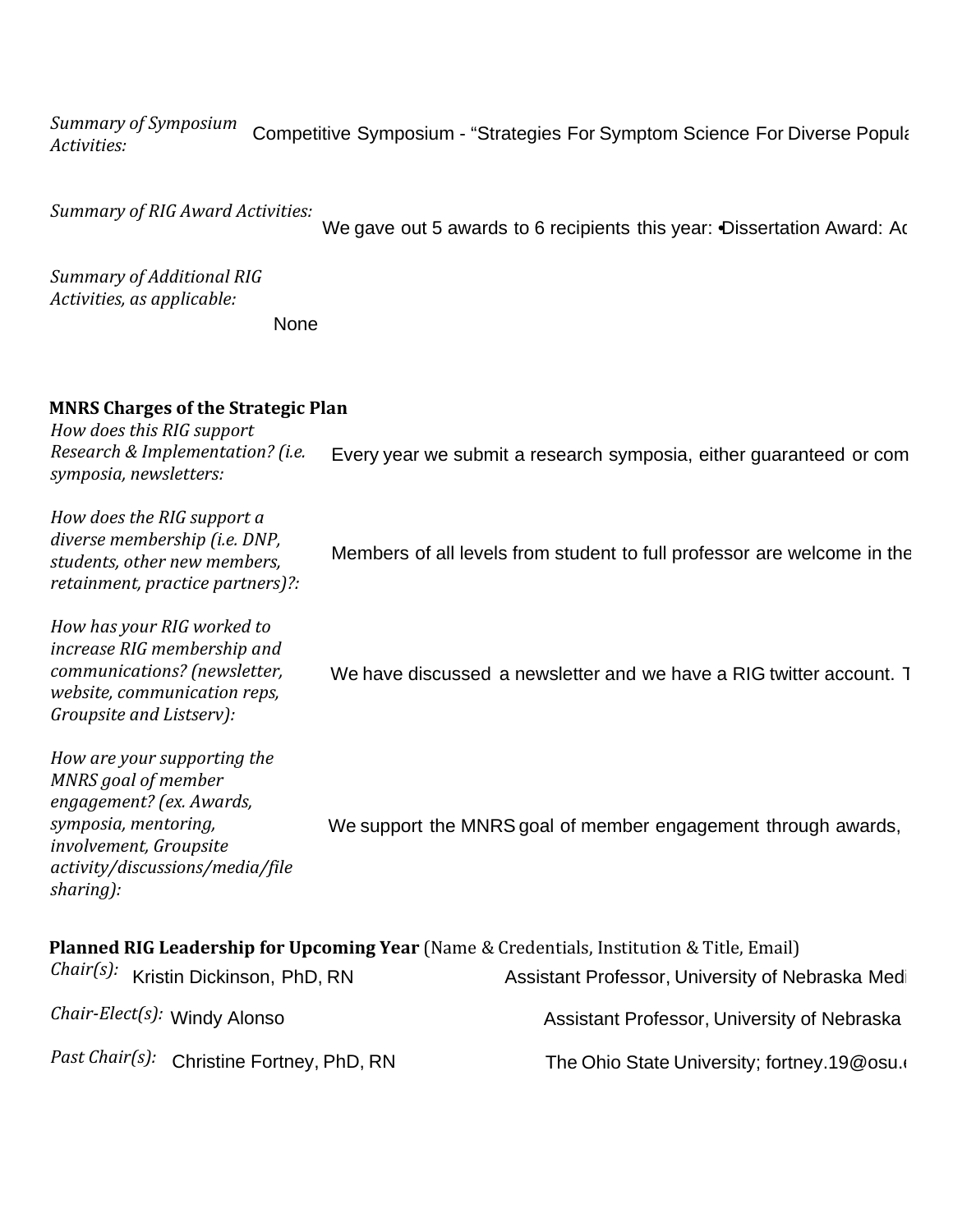*Summary of Symposium Activities:* Competitive Symposium - "Strategies For Symptom Science For Diverse Popula

*Summary of RIG Award Activities:* We gave out 5 awards to 6 recipients this year: •Dissertation Award: Ac

*Summary of Additional RIG Activities, as applicable:* None

**MNRS Charges of the Strategic Plan**

*How does this RIG support Research & Implementation? (i.e. symposia, newsletters:* Every year we submit a research symposia, either guaranteed or com

*How does the RIG support a diverse membership (i.e. DNP, students, other new members, retainment, practice partners)?:* Members of all levels from student to full professor are welcome in the

*How has your RIG worked to increase RIG membership and communications? (newsletter, website, communication reps, Groupsite and Listserv):* We have discussed a newsletter and we have a RIG twitter account. T

*How are your supporting the MNRS goal of member engagement? (ex. Awards, symposia, mentoring, involvement, Groupsite activity/discussions/media/file sharing):* We support the MNRS goal of member engagement through awards,

**Planned RIG Leadership for Upcoming Year** (Name & Credentials, Institution & Title, Email)

*Chair(s):* Kristin Dickinson, PhD, RN — Assistant Professor, University of Nebraska Medi

*Chair-Elect(s):* Windy Alonso — Assistant Professor, University of Nebraska

*Past Chair(s):* Christine Fortney, PhD, RN — The Ohio State University; fortney.19@osu.e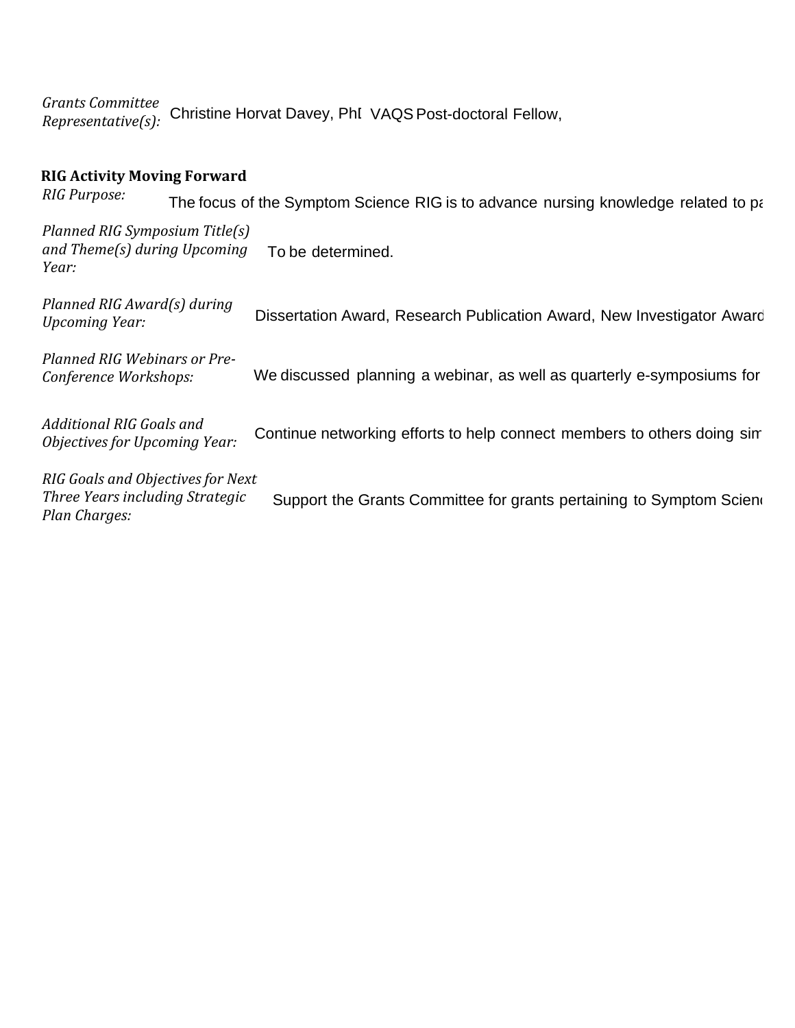*Grants Committee Representative(s):* Christine Horvat Davey, PhD VAQS Post-doctoral Fellow,

**RIG Activity Moving Forward**

*RIG Purpose:* The focus of the Symptom Science RIG is to advance nursing knowledge related to pa

*Planned RIG Symposium Title(s) and Theme(s) during Upcoming Year:* To be determined.

*Planned RIG Award(s) during Upcoming Year:* Dissertation Award, Research Publication Award, New Investigator Award

*Planned RIG Webinars or Pre-Conference Workshops:* We discussed planning a webinar, as well as quarterly e-symposiums for

*Additional RIG Goals and Objectives for Upcoming Year:* Continue networking efforts to help connect members to others doing sim

*RIG Goals and Objectives for Next Three Years including Strategic Plan Charges:* Support the Grants Committee for grants pertaining to Symptom Scienc